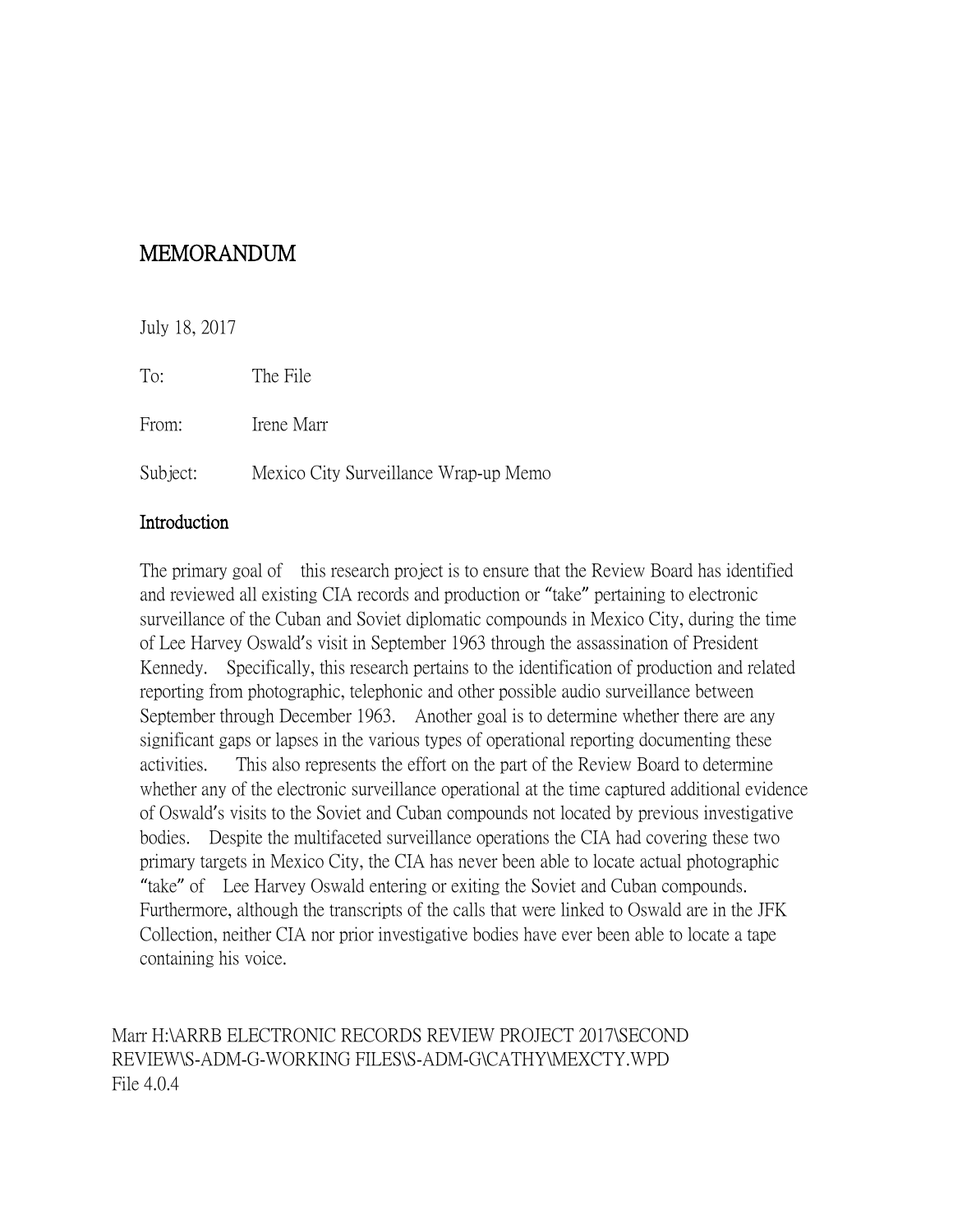# MEMORANDUM

July 18, 2017

To: The File

From: Irene Marr

Subject: Mexico City Surveillance Wrap-up Memo

## Introduction

The primary goal of this research project is to ensure that the Review Board has identified and reviewed all existing CIA records and production or "take" pertaining to electronic surveillance of the Cuban and Soviet diplomatic compounds in Mexico City, during the time of Lee Harvey Oswald's visit in September 1963 through the assassination of President Kennedy. Specifically, this research pertains to the identification of production and related reporting from photographic, telephonic and other possible audio surveillance between September through December 1963. Another goal is to determine whether there are any significant gaps or lapses in the various types of operational reporting documenting these activities. This also represents the effort on the part of the Review Board to determine whether any of the electronic surveillance operational at the time captured additional evidence of Oswald's visits to the Soviet and Cuban compounds not located by previous investigative bodies. Despite the multifaceted surveillance operations the CIA had covering these two primary targets in Mexico City, the CIA has never been able to locate actual photographic "take" of Lee Harvey Oswald entering or exiting the Soviet and Cuban compounds. Furthermore, although the transcripts of the calls that were linked to Oswald are in the JFK Collection, neither CIA nor prior investigative bodies have ever been able to locate a tape containing his voice.

Marr H:\ARRB ELECTRONIC RECORDS REVIEW PROJECT 2017\SECOND REVIEW\S-ADM-G-WORKING FILES\S-ADM-G\CATHY\MEXCTY.WPD
File 4.0.4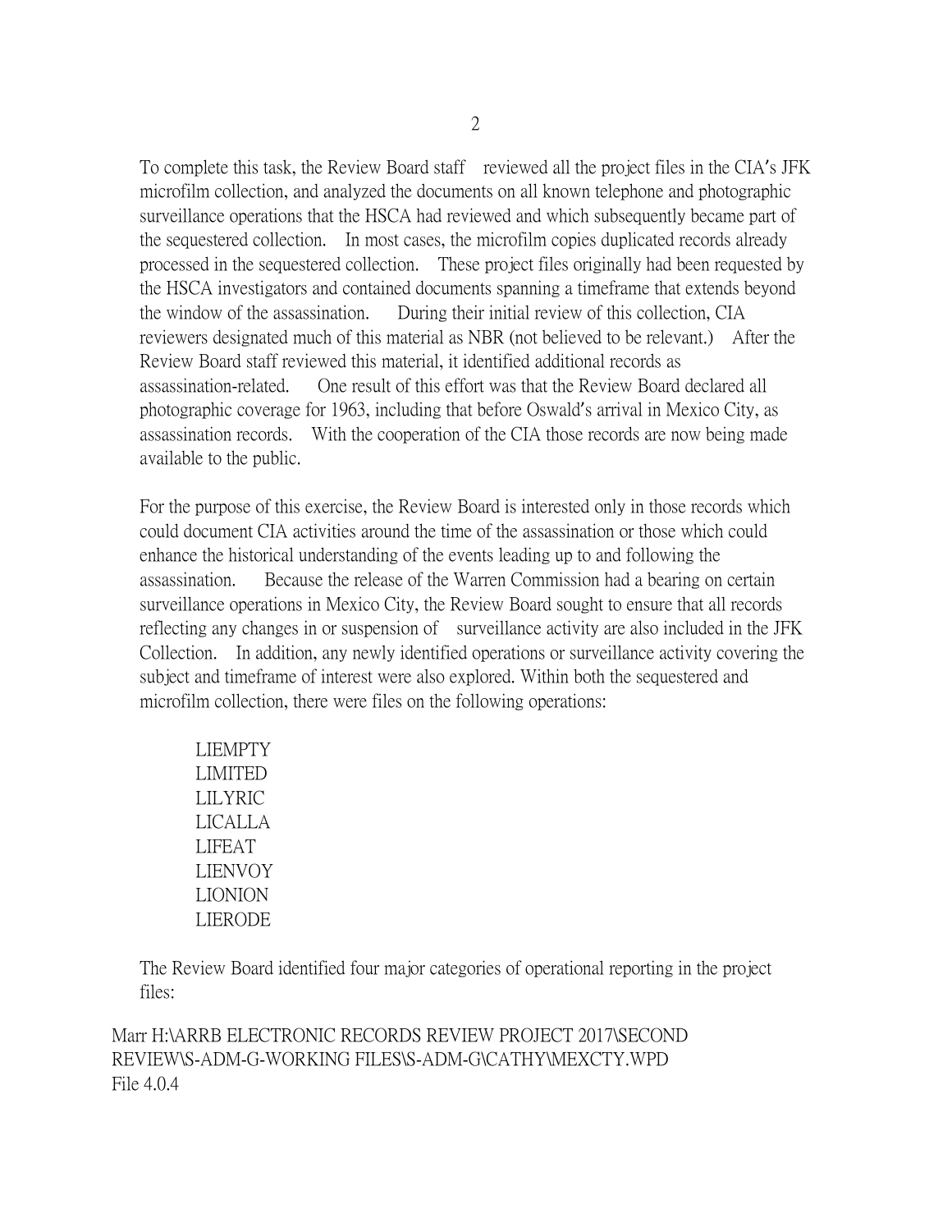To complete this task, the Review Board staff reviewed all the project files in the CIA's JFK microfilm collection, and analyzed the documents on all known telephone and photographic surveillance operations that the HSCA had reviewed and which subsequently became part of the sequestered collection. In most cases, the microfilm copies duplicated records already processed in the sequestered collection. These project files originally had been requested by the HSCA investigators and contained documents spanning a timeframe that extends beyond the window of the assassination. During their initial review of this collection, CIA reviewers designated much of this material as NBR (not believed to be relevant.) After the Review Board staff reviewed this material, it identified additional records as assassination-related. One result of this effort was that the Review Board declared all photographic coverage for 1963, including that before Oswald's arrival in Mexico City, as assassination records. With the cooperation of the CIA those records are now being made available to the public.

For the purpose of this exercise, the Review Board is interested only in those records which could document CIA activities around the time of the assassination or those which could enhance the historical understanding of the events leading up to and following the assassination. Because the release of the Warren Commission had a bearing on certain surveillance operations in Mexico City, the Review Board sought to ensure that all records reflecting any changes in or suspension of surveillance activity are also included in the JFK Collection. In addition, any newly identified operations or surveillance activity covering the subject and timeframe of interest were also explored. Within both the sequestered and microfilm collection, there were files on the following operations:

LIEMPTY
LIMITED
LILYRIC
LICALLA
LIFEAT
LIENVOY
LIONION
LIERODE

The Review Board identified four major categories of operational reporting in the project files:

Marr H:\ARRB ELECTRONIC RECORDS REVIEW PROJECT 2017\SECOND REVIEW\S-ADM-G-WORKING FILES\S-ADM-G\CATHY\MEXCTY.WPD
File 4.0.4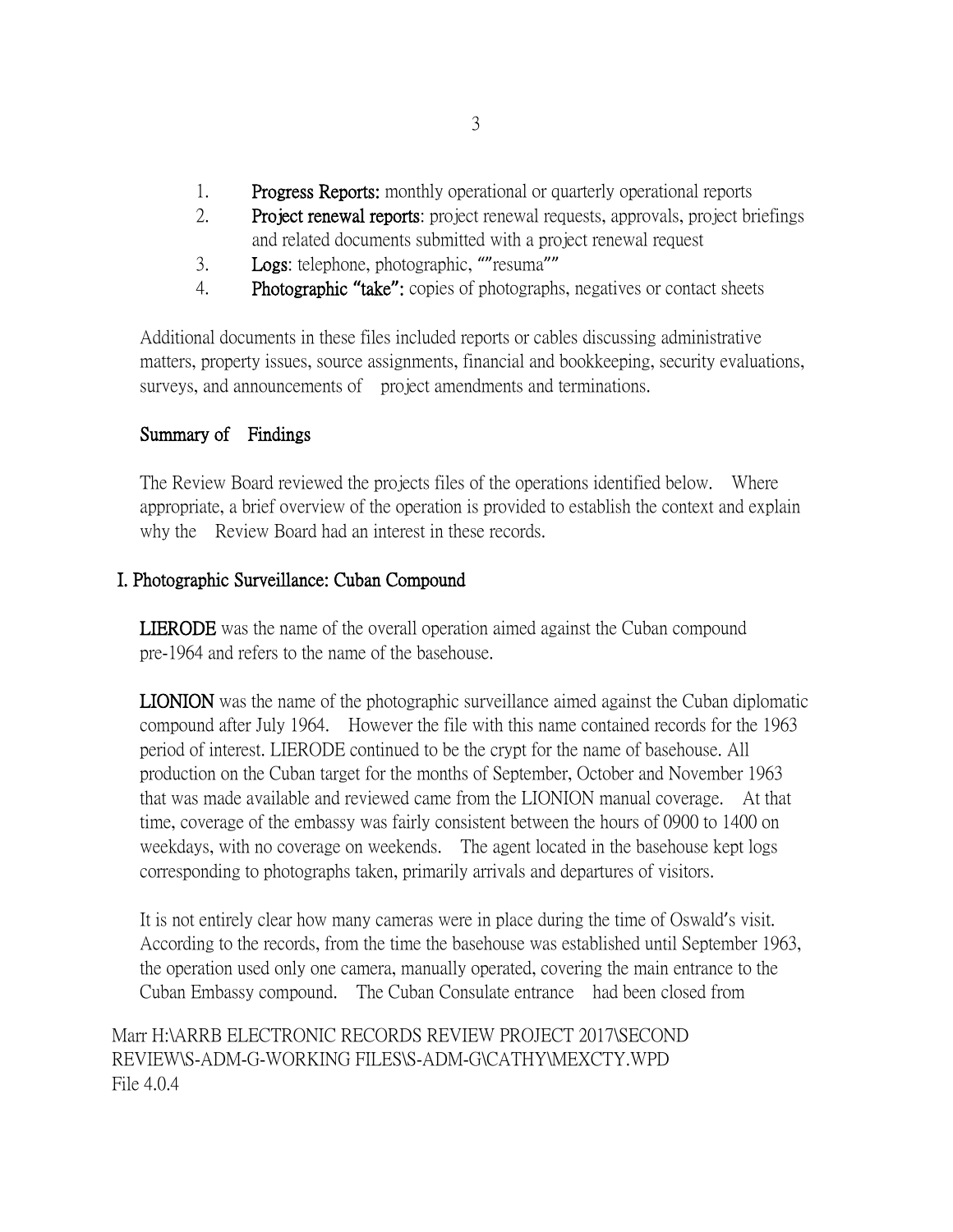1. **Progress Reports:** monthly operational or quarterly operational reports
2. **Project renewal reports**: project renewal requests, approvals, project briefings and related documents submitted with a project renewal request
3. **Logs**: telephone, photographic, “”resuma””
4. **Photographic “take”:** copies of photographs, negatives or contact sheets

Additional documents in these files included reports or cables discussing administrative matters, property issues, source assignments, financial and bookkeeping, security evaluations, surveys, and announcements of project amendments and terminations.

**Summary of Findings**

The Review Board reviewed the projects files of the operations identified below. Where appropriate, a brief overview of the operation is provided to establish the context and explain why the Review Board had an interest in these records.

**I. Photographic Surveillance: Cuban Compound**

**LIERODE** was the name of the overall operation aimed against the Cuban compound pre-1964 and refers to the name of the basehouse.

**LIONION** was the name of the photographic surveillance aimed against the Cuban diplomatic compound after July 1964. However the file with this name contained records for the 1963 period of interest. LIERODE continued to be the crypt for the name of basehouse. All production on the Cuban target for the months of September, October and November 1963 that was made available and reviewed came from the LIONION manual coverage. At that time, coverage of the embassy was fairly consistent between the hours of 0900 to 1400 on weekdays, with no coverage on weekends. The agent located in the basehouse kept logs corresponding to photographs taken, primarily arrivals and departures of visitors.

It is not entirely clear how many cameras were in place during the time of Oswald's visit. According to the records, from the time the basehouse was established until September 1963, the operation used only one camera, manually operated, covering the main entrance to the Cuban Embassy compound. The Cuban Consulate entrance had been closed from

Marr H:\ARRB ELECTRONIC RECORDS REVIEW PROJECT 2017\SECOND REVIEW\S-ADM-G-WORKING FILES\S-ADM-G\CATHY\MEXCTY.WPD
File 4.0.4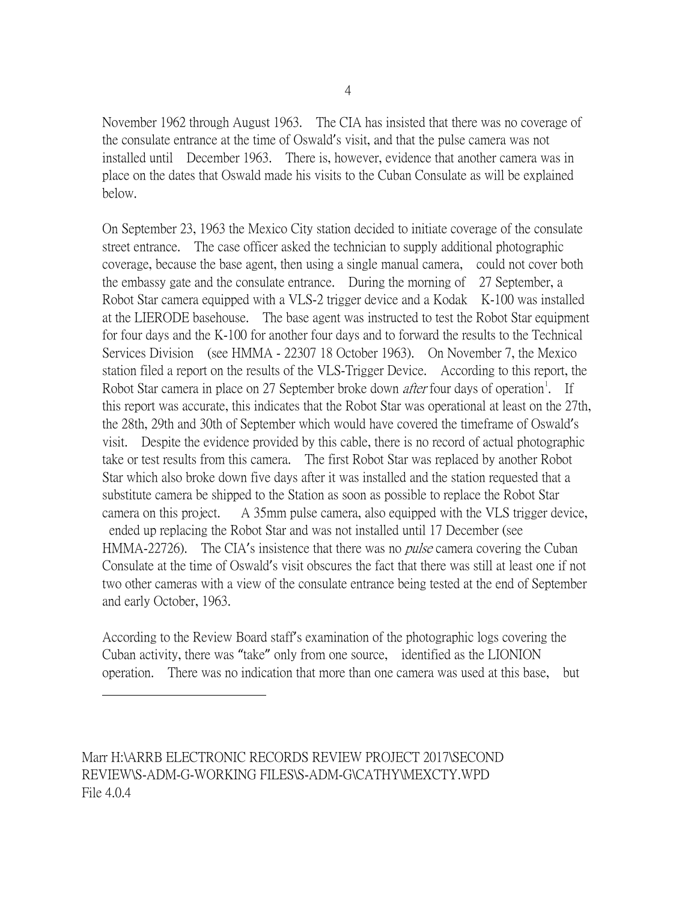November 1962 through August 1963. The CIA has insisted that there was no coverage of the consulate entrance at the time of Oswald's visit, and that the pulse camera was not installed until December 1963. There is, however, evidence that another camera was in place on the dates that Oswald made his visits to the Cuban Consulate as will be explained below.

On September 23, 1963 the Mexico City station decided to initiate coverage of the consulate street entrance. The case officer asked the technician to supply additional photographic coverage, because the base agent, then using a single manual camera, could not cover both the embassy gate and the consulate entrance. During the morning of 27 September, a Robot Star camera equipped with a VLS-2 trigger device and a Kodak K-100 was installed at the LIERODE basehouse. The base agent was instructed to test the Robot Star equipment for four days and the K-100 for another four days and to forward the results to the Technical Services Division (see HMMA - 22307 18 October 1963). On November 7, the Mexico station filed a report on the results of the VLS-Trigger Device. According to this report, the Robot Star camera in place on 27 September broke down *after* four days of operation[1]. If this report was accurate, this indicates that the Robot Star was operational at least on the 27th, the 28th, 29th and 30th of September which would have covered the timeframe of Oswald's visit. Despite the evidence provided by this cable, there is no record of actual photographic take or test results from this camera. The first Robot Star was replaced by another Robot Star which also broke down five days after it was installed and the station requested that a substitute camera be shipped to the Station as soon as possible to replace the Robot Star camera on this project. A 35mm pulse camera, also equipped with the VLS trigger device, ended up replacing the Robot Star and was not installed until 17 December (see HMMA-22726). The CIA's insistence that there was no *pulse* camera covering the Cuban Consulate at the time of Oswald's visit obscures the fact that there was still at least one if not two other cameras with a view of the consulate entrance being tested at the end of September and early October, 1963.

According to the Review Board staff's examination of the photographic logs covering the Cuban activity, there was "take" only from one source, identified as the LIONION operation. There was no indication that more than one camera was used at this base, but

Marr H:\ARRB ELECTRONIC RECORDS REVIEW PROJECT 2017\SECOND REVIEW\S-ADM-G-WORKING FILES\S-ADM-G\CATHY\MEXCTY.WPD
File 4.0.4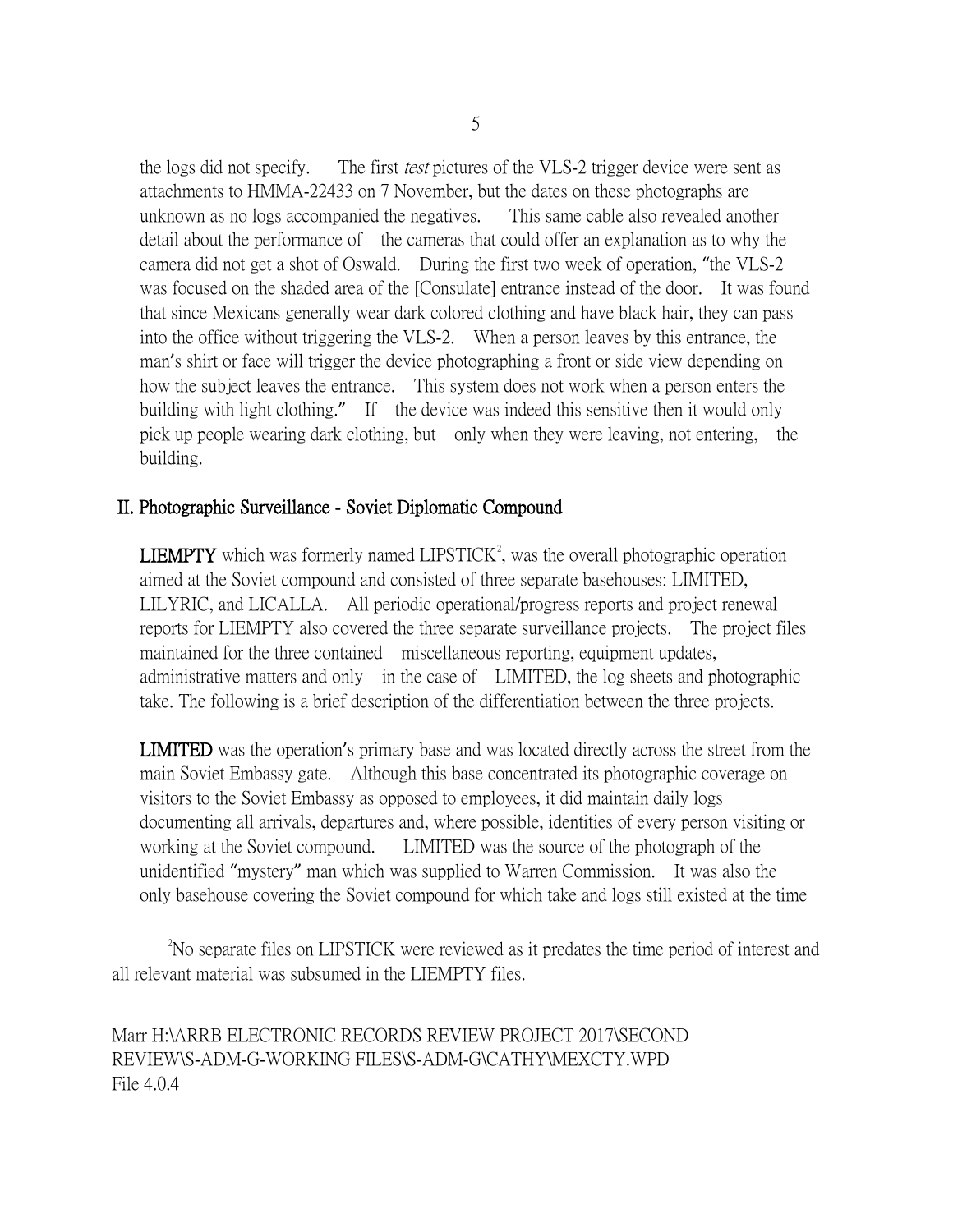the logs did not specify. The first *test* pictures of the VLS-2 trigger device were sent as attachments to HMMA-22433 on 7 November, but the dates on these photographs are unknown as no logs accompanied the negatives. This same cable also revealed another detail about the performance of the cameras that could offer an explanation as to why the camera did not get a shot of Oswald. During the first two week of operation, "the VLS-2 was focused on the shaded area of the [Consulate] entrance instead of the door. It was found that since Mexicans generally wear dark colored clothing and have black hair, they can pass into the office without triggering the VLS-2. When a person leaves by this entrance, the man's shirt or face will trigger the device photographing a front or side view depending on how the subject leaves the entrance. This system does not work when a person enters the building with light clothing." If the device was indeed this sensitive then it would only pick up people wearing dark clothing, but only when they were leaving, not entering, the building.

## II. Photographic Surveillance - Soviet Diplomatic Compound

**LIEMPTY** which was formerly named LIPSTICK[2], was the overall photographic operation aimed at the Soviet compound and consisted of three separate basehouses: LIMITED, LILYRIC, and LICALLA. All periodic operational/progress reports and project renewal reports for LIEMPTY also covered the three separate surveillance projects. The project files maintained for the three contained miscellaneous reporting, equipment updates, administrative matters and only in the case of LIMITED, the log sheets and photographic take. The following is a brief description of the differentiation between the three projects.

**LIMITED** was the operation's primary base and was located directly across the street from the main Soviet Embassy gate. Although this base concentrated its photographic coverage on visitors to the Soviet Embassy as opposed to employees, it did maintain daily logs documenting all arrivals, departures and, where possible, identities of every person visiting or working at the Soviet compound. LIMITED was the source of the photograph of the unidentified "mystery" man which was supplied to Warren Commission. It was also the only basehouse covering the Soviet compound for which take and logs still existed at the time

[2] No separate files on LIPSTICK were reviewed as it predates the time period of interest and all relevant material was subsumed in the LIEMPTY files.

Marr H:\ARRB ELECTRONIC RECORDS REVIEW PROJECT 2017\SECOND REVIEW\S-ADM-G-WORKING FILES\S-ADM-G\CATHY\MEXCTY.WPD
File 4.0.4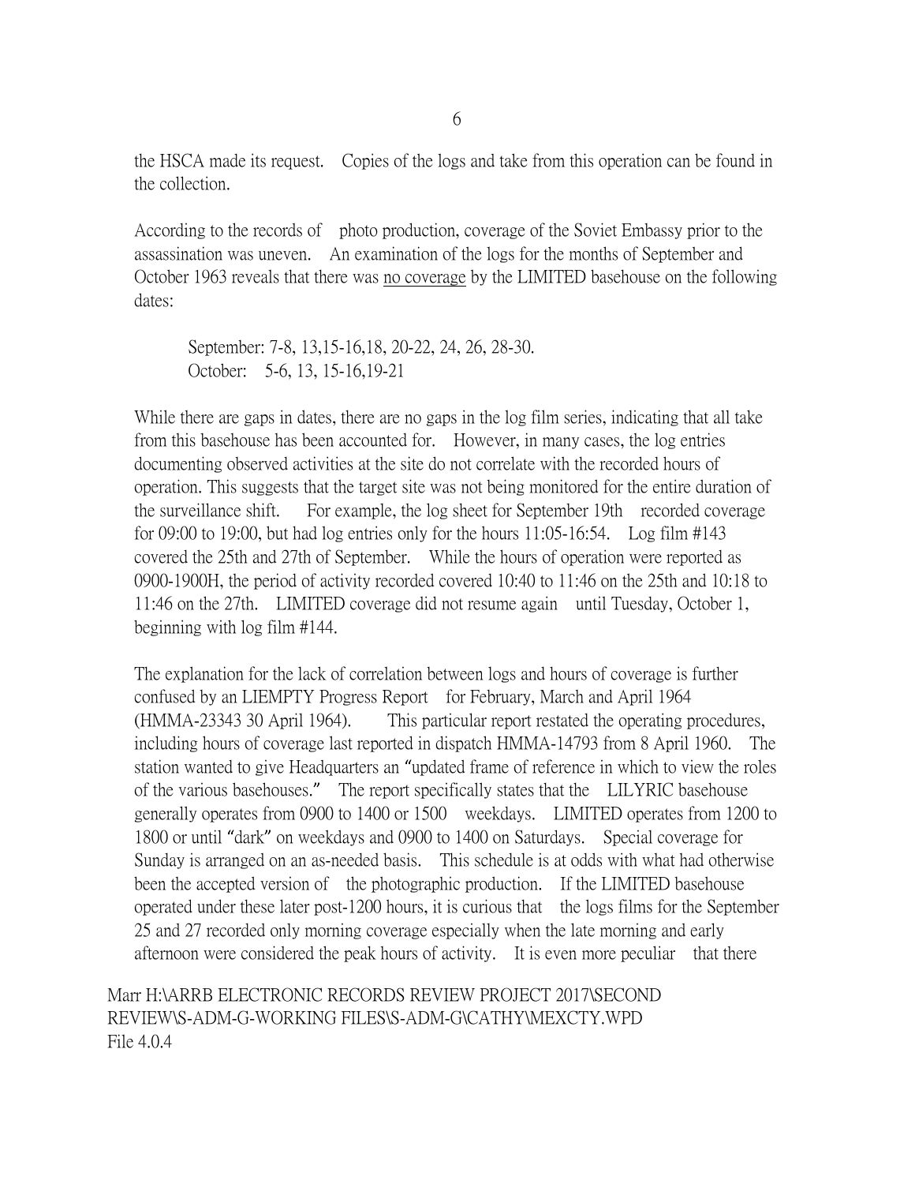the HSCA made its request. Copies of the logs and take from this operation can be found in the collection.

According to the records of photo production, coverage of the Soviet Embassy prior to the assassination was uneven. An examination of the logs for the months of September and October 1963 reveals that there was <u>no coverage</u> by the LIMITED basehouse on the following dates:

> September: 7-8, 13,15-16,18, 20-22, 24, 26, 28-30.
> October: 5-6, 13, 15-16,19-21

While there are gaps in dates, there are no gaps in the log film series, indicating that all take from this basehouse has been accounted for. However, in many cases, the log entries documenting observed activities at the site do not correlate with the recorded hours of operation. This suggests that the target site was not being monitored for the entire duration of the surveillance shift. For example, the log sheet for September 19th recorded coverage for 09:00 to 19:00, but had log entries only for the hours 11:05-16:54. Log film #143 covered the 25th and 27th of September. While the hours of operation were reported as 0900-1900H, the period of activity recorded covered 10:40 to 11:46 on the 25th and 10:18 to 11:46 on the 27th. LIMITED coverage did not resume again until Tuesday, October 1, beginning with log film #144.

The explanation for the lack of correlation between logs and hours of coverage is further confused by an LIEMPTY Progress Report for February, March and April 1964 (HMMA-23343 30 April 1964). This particular report restated the operating procedures, including hours of coverage last reported in dispatch HMMA-14793 from 8 April 1960. The station wanted to give Headquarters an "updated frame of reference in which to view the roles of the various basehouses." The report specifically states that the LILYRIC basehouse generally operates from 0900 to 1400 or 1500 weekdays. LIMITED operates from 1200 to 1800 or until "dark" on weekdays and 0900 to 1400 on Saturdays. Special coverage for Sunday is arranged on an as-needed basis. This schedule is at odds with what had otherwise been the accepted version of the photographic production. If the LIMITED basehouse operated under these later post-1200 hours, it is curious that the logs films for the September 25 and 27 recorded only morning coverage especially when the late morning and early afternoon were considered the peak hours of activity. It is even more peculiar that there

Marr H:\ARRB ELECTRONIC RECORDS REVIEW PROJECT 2017\SECOND REVIEW\S-ADM-G-WORKING FILES\S-ADM-G\CATHY\MEXCTY.WPD
File 4.0.4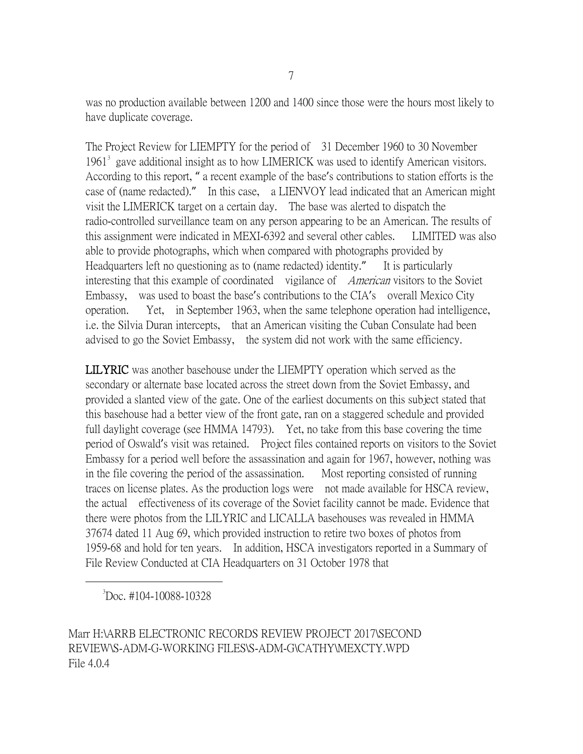was no production available between 1200 and 1400 since those were the hours most likely to have duplicate coverage.

The Project Review for LIEMPTY for the period of 31 December 1960 to 30 November 1961[3] gave additional insight as to how LIMERICK was used to identify American visitors. According to this report, " a recent example of the base's contributions to station efforts is the case of (name redacted)." In this case, a LIENVOY lead indicated that an American might visit the LIMERICK target on a certain day. The base was alerted to dispatch the radio-controlled surveillance team on any person appearing to be an American. The results of this assignment were indicated in MEXI-6392 and several other cables. LIMITED was also able to provide photographs, which when compared with photographs provided by Headquarters left no questioning as to (name redacted) identity." It is particularly interesting that this example of coordinated vigilance of *American* visitors to the Soviet Embassy, was used to boast the base's contributions to the CIA's overall Mexico City operation. Yet, in September 1963, when the same telephone operation had intelligence, i.e. the Silvia Duran intercepts, that an American visiting the Cuban Consulate had been advised to go the Soviet Embassy, the system did not work with the same efficiency.

**LILYRIC** was another basehouse under the LIEMPTY operation which served as the secondary or alternate base located across the street down from the Soviet Embassy, and provided a slanted view of the gate. One of the earliest documents on this subject stated that this basehouse had a better view of the front gate, ran on a staggered schedule and provided full daylight coverage (see HMMA 14793). Yet, no take from this base covering the time period of Oswald's visit was retained. Project files contained reports on visitors to the Soviet Embassy for a period well before the assassination and again for 1967, however, nothing was in the file covering the period of the assassination. Most reporting consisted of running traces on license plates. As the production logs were not made available for HSCA review, the actual effectiveness of its coverage of the Soviet facility cannot be made. Evidence that there were photos from the LILYRIC and LICALLA basehouses was revealed in HMMA 37674 dated 11 Aug 69, which provided instruction to retire two boxes of photos from 1959-68 and hold for ten years. In addition, HSCA investigators reported in a Summary of File Review Conducted at CIA Headquarters on 31 October 1978 that

[3] Doc. #104-10088-10328

Marr H:\ARRB ELECTRONIC RECORDS REVIEW PROJECT 2017\SECOND REVIEW\S-ADM-G-WORKING FILES\S-ADM-G\CATHY\MEXCTY.WPD
File 4.0.4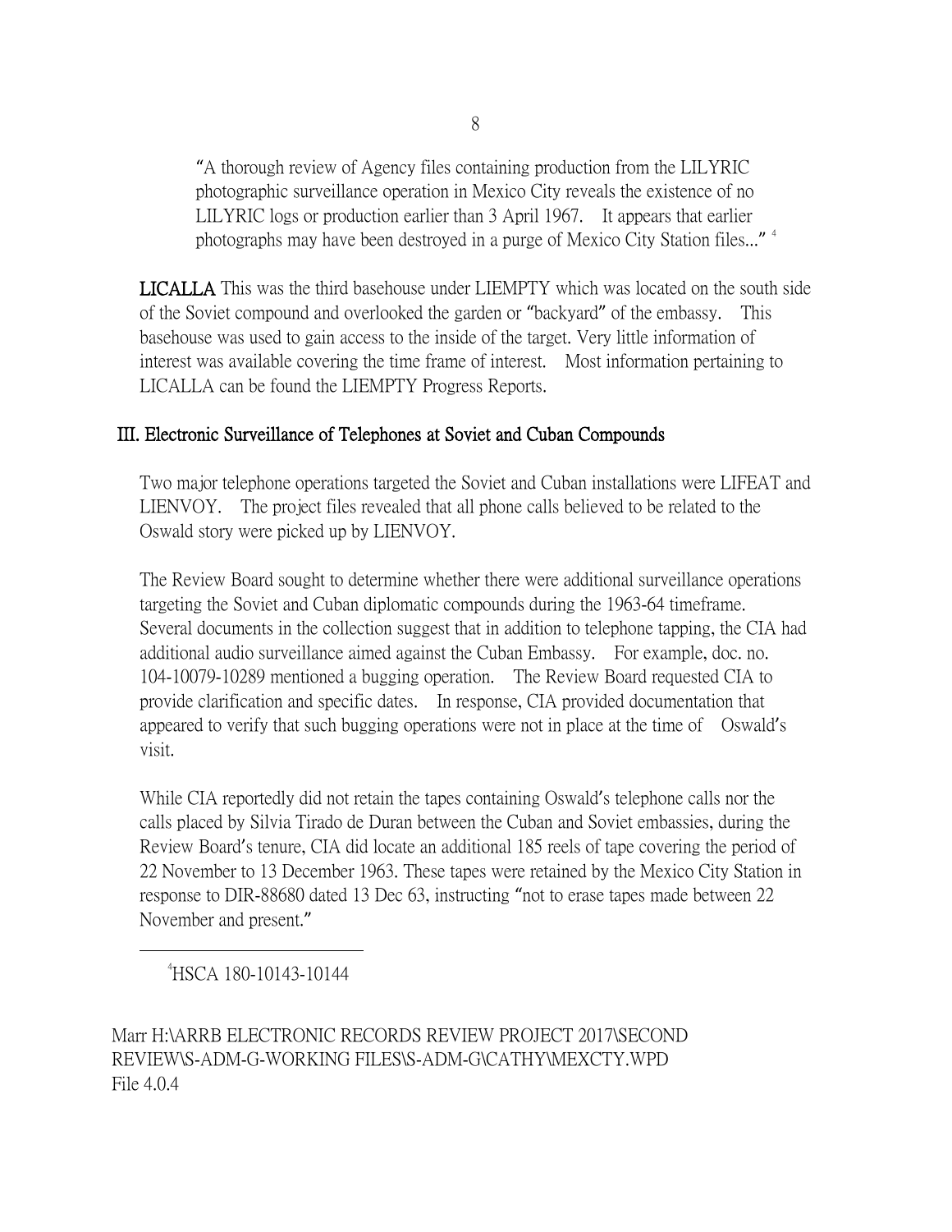"A thorough review of Agency files containing production from the LILYRIC photographic surveillance operation in Mexico City reveals the existence of no LILYRIC logs or production earlier than 3 April 1967. It appears that earlier photographs may have been destroyed in a purge of Mexico City Station files..." [4]

**LICALLA** This was the third basehouse under LIEMPTY which was located on the south side of the Soviet compound and overlooked the garden or "backyard" of the embassy. This basehouse was used to gain access to the inside of the target. Very little information of interest was available covering the time frame of interest. Most information pertaining to LICALLA can be found the LIEMPTY Progress Reports.

## III. Electronic Surveillance of Telephones at Soviet and Cuban Compounds

Two major telephone operations targeted the Soviet and Cuban installations were LIFEAT and LIENVOY. The project files revealed that all phone calls believed to be related to the Oswald story were picked up by LIENVOY.

The Review Board sought to determine whether there were additional surveillance operations targeting the Soviet and Cuban diplomatic compounds during the 1963-64 timeframe. Several documents in the collection suggest that in addition to telephone tapping, the CIA had additional audio surveillance aimed against the Cuban Embassy. For example, doc. no. 104-10079-10289 mentioned a bugging operation. The Review Board requested CIA to provide clarification and specific dates. In response, CIA provided documentation that appeared to verify that such bugging operations were not in place at the time of Oswald's visit.

While CIA reportedly did not retain the tapes containing Oswald's telephone calls nor the calls placed by Silvia Tirado de Duran between the Cuban and Soviet embassies, during the Review Board's tenure, CIA did locate an additional 185 reels of tape covering the period of 22 November to 13 December 1963. These tapes were retained by the Mexico City Station in response to DIR-88680 dated 13 Dec 63, instructing "not to erase tapes made between 22 November and present."

---

[4] HSCA 180-10143-10144

Marr H:\ARRB ELECTRONIC RECORDS REVIEW PROJECT 2017\SECOND REVIEW\S-ADM-G-WORKING FILES\S-ADM-G\CATHY\MEXCTY.WPD
File 4.0.4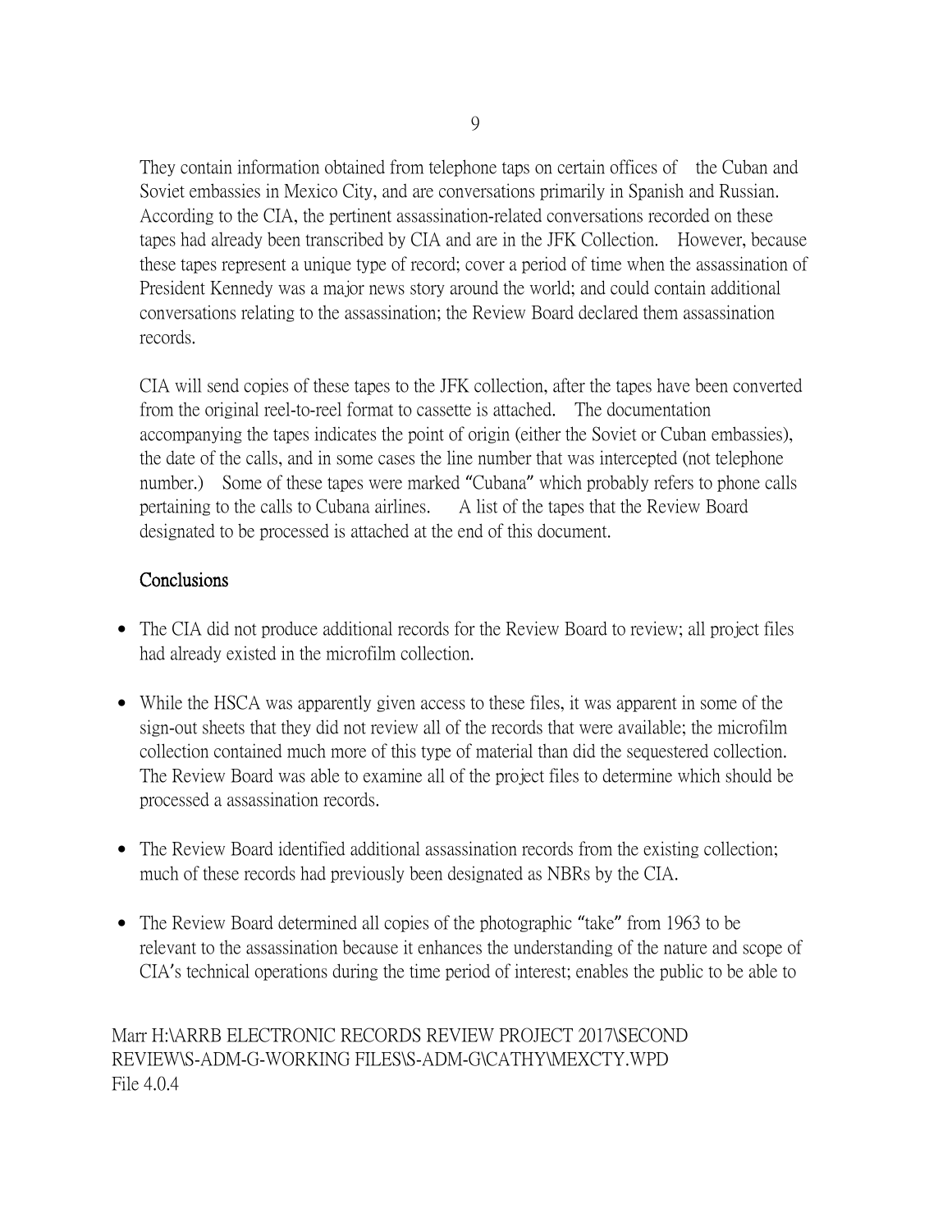They contain information obtained from telephone taps on certain offices of the Cuban and Soviet embassies in Mexico City, and are conversations primarily in Spanish and Russian. According to the CIA, the pertinent assassination-related conversations recorded on these tapes had already been transcribed by CIA and are in the JFK Collection. However, because these tapes represent a unique type of record; cover a period of time when the assassination of President Kennedy was a major news story around the world; and could contain additional conversations relating to the assassination; the Review Board declared them assassination records.

CIA will send copies of these tapes to the JFK collection, after the tapes have been converted from the original reel-to-reel format to cassette is attached. The documentation accompanying the tapes indicates the point of origin (either the Soviet or Cuban embassies), the date of the calls, and in some cases the line number that was intercepted (not telephone number.) Some of these tapes were marked "Cubana" which probably refers to phone calls pertaining to the calls to Cubana airlines. A list of the tapes that the Review Board designated to be processed is attached at the end of this document.

## Conclusions

- The CIA did not produce additional records for the Review Board to review; all project files had already existed in the microfilm collection.

- While the HSCA was apparently given access to these files, it was apparent in some of the sign-out sheets that they did not review all of the records that were available; the microfilm collection contained much more of this type of material than did the sequestered collection. The Review Board was able to examine all of the project files to determine which should be processed a assassination records.

- The Review Board identified additional assassination records from the existing collection; much of these records had previously been designated as NBRs by the CIA.

- The Review Board determined all copies of the photographic "take" from 1963 to be relevant to the assassination because it enhances the understanding of the nature and scope of CIA's technical operations during the time period of interest; enables the public to be able to

Marr H:\ARRB ELECTRONIC RECORDS REVIEW PROJECT 2017\SECOND REVIEW\S-ADM-G-WORKING FILES\S-ADM-G\CATHY\MEXCTY.WPD
File 4.0.4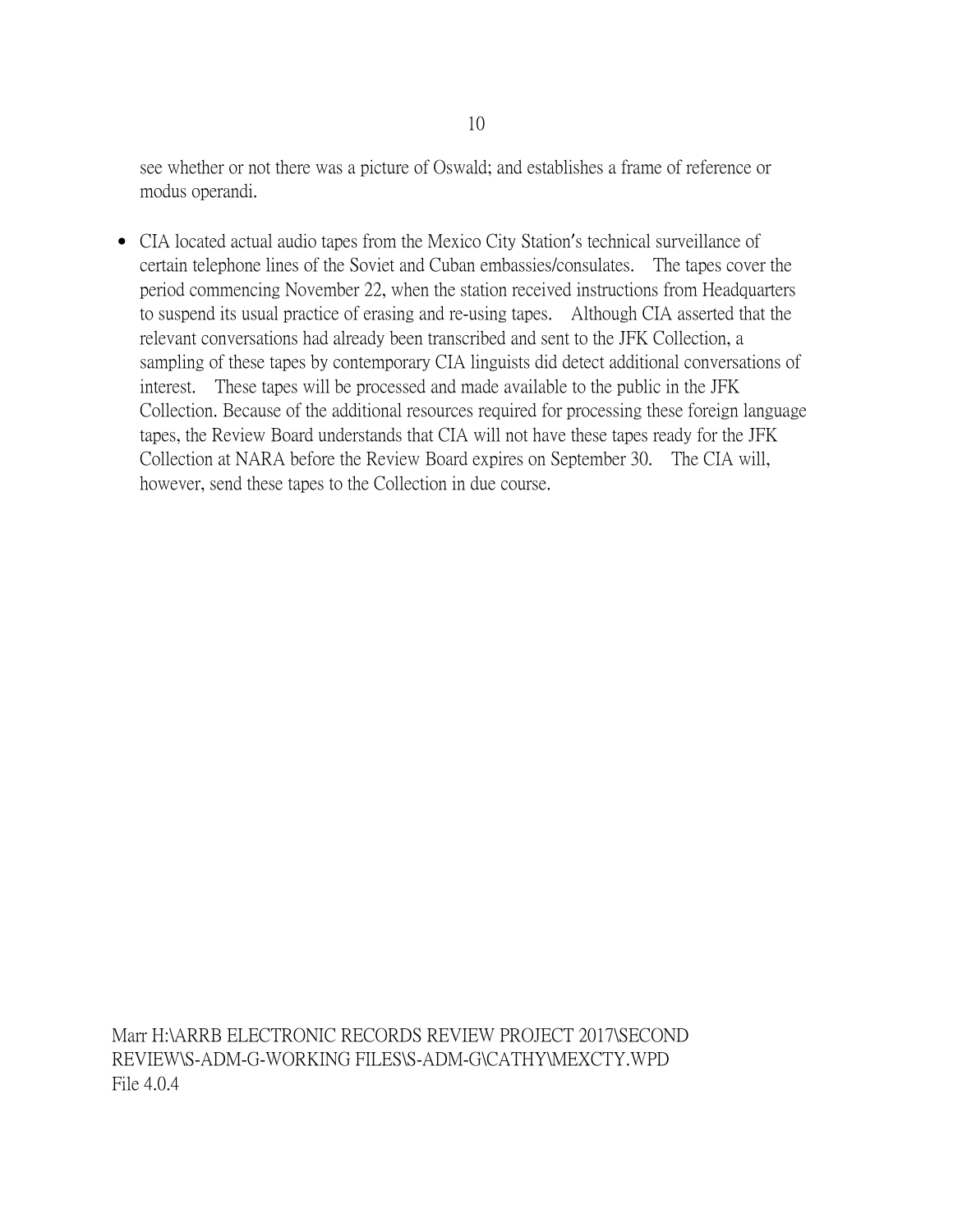see whether or not there was a picture of Oswald; and establishes a frame of reference or modus operandi.

- CIA located actual audio tapes from the Mexico City Station's technical surveillance of certain telephone lines of the Soviet and Cuban embassies/consulates. The tapes cover the period commencing November 22, when the station received instructions from Headquarters to suspend its usual practice of erasing and re-using tapes. Although CIA asserted that the relevant conversations had already been transcribed and sent to the JFK Collection, a sampling of these tapes by contemporary CIA linguists did detect additional conversations of interest. These tapes will be processed and made available to the public in the JFK Collection. Because of the additional resources required for processing these foreign language tapes, the Review Board understands that CIA will not have these tapes ready for the JFK Collection at NARA before the Review Board expires on September 30. The CIA will, however, send these tapes to the Collection in due course.

Marr H:\ARRB ELECTRONIC RECORDS REVIEW PROJECT 2017\SECOND REVIEW\S-ADM-G-WORKING FILES\S-ADM-G\CATHY\MEXCTY.WPD
File 4.0.4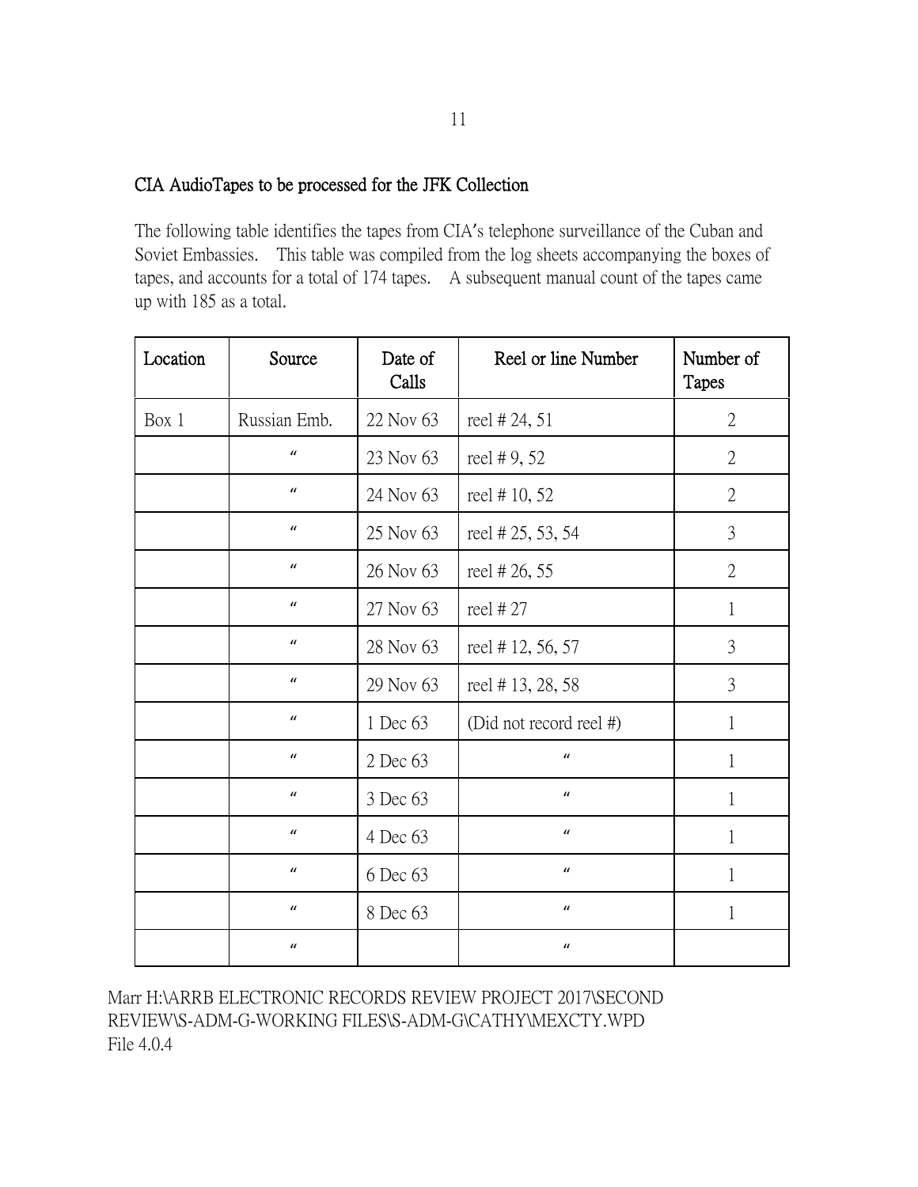## CIA AudioTapes to be processed for the JFK Collection

The following table identifies the tapes from CIA's telephone surveillance of the Cuban and Soviet Embassies. This table was compiled from the log sheets accompanying the boxes of tapes, and accounts for a total of 174 tapes. A subsequent manual count of the tapes came up with 185 as a total.

| Location | Source | Date of Calls | Reel or line Number | Number of Tapes |
|---|---|---|---|---|
| Box 1 | Russian Emb. | 22 Nov 63 | reel # 24, 51 | 2 |
| | " | 23 Nov 63 | reel # 9, 52 | 2 |
| | " | 24 Nov 63 | reel # 10, 52 | 2 |
| | " | 25 Nov 63 | reel # 25, 53, 54 | 3 |
| | " | 26 Nov 63 | reel # 26, 55 | 2 |
| | " | 27 Nov 63 | reel # 27 | 1 |
| | " | 28 Nov 63 | reel # 12, 56, 57 | 3 |
| | " | 29 Nov 63 | reel # 13, 28, 58 | 3 |
| | " | 1 Dec 63 | (Did not record reel #) | 1 |
| | " | 2 Dec 63 | " | 1 |
| | " | 3 Dec 63 | " | 1 |
| | " | 4 Dec 63 | " | 1 |
| | " | 6 Dec 63 | " | 1 |
| | " | 8 Dec 63 | " | 1 |
| | " | | " | |

Marr H:\ARRB ELECTRONIC RECORDS REVIEW PROJECT 2017\SECOND REVIEW\S-ADM-G-WORKING FILES\S-ADM-G\CATHY\MEXCTY.WPD
File 4.0.4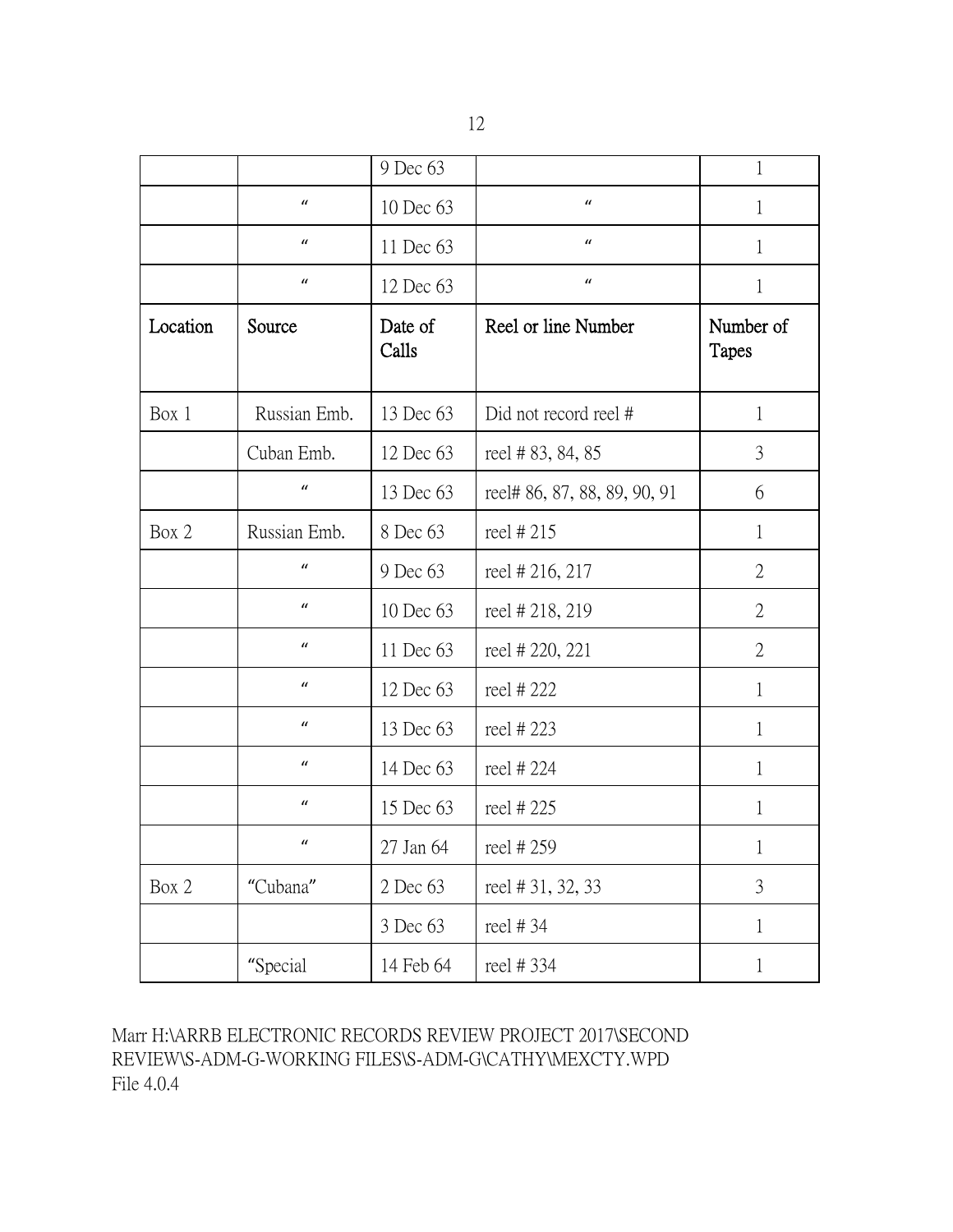| | | 9 Dec 63 | | 1 |
|---|---|---|---|---|
| | " | 10 Dec 63 | " | 1 |
| | " | 11 Dec 63 | " | 1 |
| | " | 12 Dec 63 | " | 1 |
| **Location** | **Source** | **Date of Calls** | **Reel or line Number** | **Number of Tapes** |
| Box 1 | Russian Emb. | 13 Dec 63 | Did not record reel # | 1 |
| | Cuban Emb. | 12 Dec 63 | reel # 83, 84, 85 | 3 |
| | " | 13 Dec 63 | reel# 86, 87, 88, 89, 90, 91 | 6 |
| Box 2 | Russian Emb. | 8 Dec 63 | reel # 215 | 1 |
| | " | 9 Dec 63 | reel # 216, 217 | 2 |
| | " | 10 Dec 63 | reel # 218, 219 | 2 |
| | " | 11 Dec 63 | reel # 220, 221 | 2 |
| | " | 12 Dec 63 | reel # 222 | 1 |
| | " | 13 Dec 63 | reel # 223 | 1 |
| | " | 14 Dec 63 | reel # 224 | 1 |
| | " | 15 Dec 63 | reel # 225 | 1 |
| | " | 27 Jan 64 | reel # 259 | 1 |
| Box 2 | "Cubana" | 2 Dec 63 | reel # 31, 32, 33 | 3 |
| | | 3 Dec 63 | reel # 34 | 1 |
| | "Special | 14 Feb 64 | reel # 334 | 1 |

Marr H:\ARRB ELECTRONIC RECORDS REVIEW PROJECT 2017\SECOND REVIEW\S-ADM-G-WORKING FILES\S-ADM-G\CATHY\MEXCTY.WPD
File 4.0.4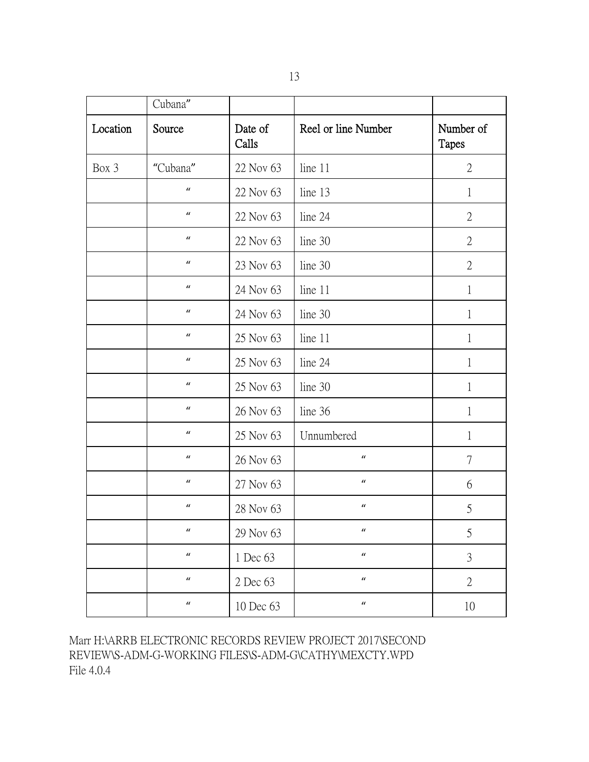| | Cubana" | | | |
|---|---|---|---|---|
| **Location** | **Source** | **Date of Calls** | **Reel or line Number** | **Number of Tapes** |
| Box 3 | "Cubana" | 22 Nov 63 | line 11 | 2 |
| | " | 22 Nov 63 | line 13 | 1 |
| | " | 22 Nov 63 | line 24 | 2 |
| | " | 22 Nov 63 | line 30 | 2 |
| | " | 23 Nov 63 | line 30 | 2 |
| | " | 24 Nov 63 | line 11 | 1 |
| | " | 24 Nov 63 | line 30 | 1 |
| | " | 25 Nov 63 | line 11 | 1 |
| | " | 25 Nov 63 | line 24 | 1 |
| | " | 25 Nov 63 | line 30 | 1 |
| | " | 26 Nov 63 | line 36 | 1 |
| | " | 25 Nov 63 | Unnumbered | 1 |
| | " | 26 Nov 63 | " | 7 |
| | " | 27 Nov 63 | " | 6 |
| | " | 28 Nov 63 | " | 5 |
| | " | 29 Nov 63 | " | 5 |
| | " | 1 Dec 63 | " | 3 |
| | " | 2 Dec 63 | " | 2 |
| | " | 10 Dec 63 | " | 10 |

Marr H:\ARRB ELECTRONIC RECORDS REVIEW PROJECT 2017\SECOND REVIEW\S-ADM-G-WORKING FILES\S-ADM-G\CATHY\MEXCTY.WPD
File 4.0.4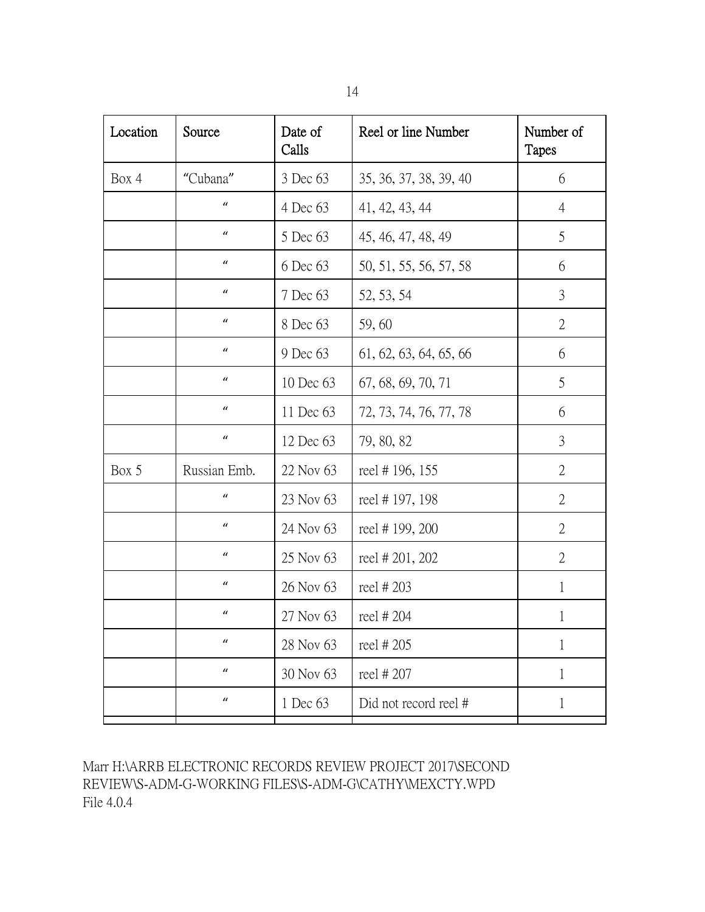| Location | Source | Date of Calls | Reel or line Number | Number of Tapes |
|---|---|---|---|---|
| Box 4 | "Cubana" | 3 Dec 63 | 35, 36, 37, 38, 39, 40 | 6 |
| | " | 4 Dec 63 | 41, 42, 43, 44 | 4 |
| | " | 5 Dec 63 | 45, 46, 47, 48, 49 | 5 |
| | " | 6 Dec 63 | 50, 51, 55, 56, 57, 58 | 6 |
| | " | 7 Dec 63 | 52, 53, 54 | 3 |
| | " | 8 Dec 63 | 59, 60 | 2 |
| | " | 9 Dec 63 | 61, 62, 63, 64, 65, 66 | 6 |
| | " | 10 Dec 63 | 67, 68, 69, 70, 71 | 5 |
| | " | 11 Dec 63 | 72, 73, 74, 76, 77, 78 | 6 |
| | " | 12 Dec 63 | 79, 80, 82 | 3 |
| Box 5 | Russian Emb. | 22 Nov 63 | reel # 196, 155 | 2 |
| | " | 23 Nov 63 | reel # 197, 198 | 2 |
| | " | 24 Nov 63 | reel # 199, 200 | 2 |
| | " | 25 Nov 63 | reel # 201, 202 | 2 |
| | " | 26 Nov 63 | reel # 203 | 1 |
| | " | 27 Nov 63 | reel # 204 | 1 |
| | " | 28 Nov 63 | reel # 205 | 1 |
| | " | 30 Nov 63 | reel # 207 | 1 |
| | " | 1 Dec 63 | Did not record reel # | 1 |

Marr H:\ARRB ELECTRONIC RECORDS REVIEW PROJECT 2017\SECOND REVIEW\S-ADM-G-WORKING FILES\S-ADM-G\CATHY\MEXCTY.WPD
File 4.0.4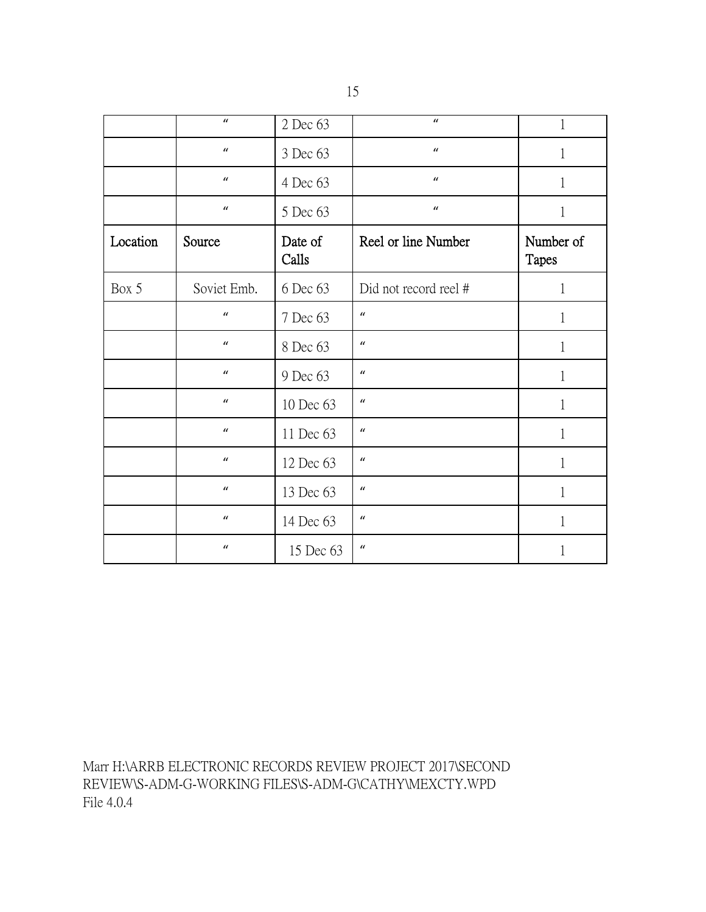| | | | | |
|---|---|---|---|---|
| | " | 2 Dec 63 | " | 1 |
| | " | 3 Dec 63 | " | 1 |
| | " | 4 Dec 63 | " | 1 |
| | " | 5 Dec 63 | " | 1 |
| **Location** | **Source** | **Date of Calls** | **Reel or line Number** | **Number of Tapes** |
| Box 5 | Soviet Emb. | 6 Dec 63 | Did not record reel # | 1 |
| | " | 7 Dec 63 | " | 1 |
| | " | 8 Dec 63 | " | 1 |
| | " | 9 Dec 63 | " | 1 |
| | " | 10 Dec 63 | " | 1 |
| | " | 11 Dec 63 | " | 1 |
| | " | 12 Dec 63 | " | 1 |
| | " | 13 Dec 63 | " | 1 |
| | " | 14 Dec 63 | " | 1 |
| | " | 15 Dec 63 | " | 1 |

Marr H:\ARRB ELECTRONIC RECORDS REVIEW PROJECT 2017\SECOND REVIEW\S-ADM-G-WORKING FILES\S-ADM-G\CATHY\MEXCTY.WPD
File 4.0.4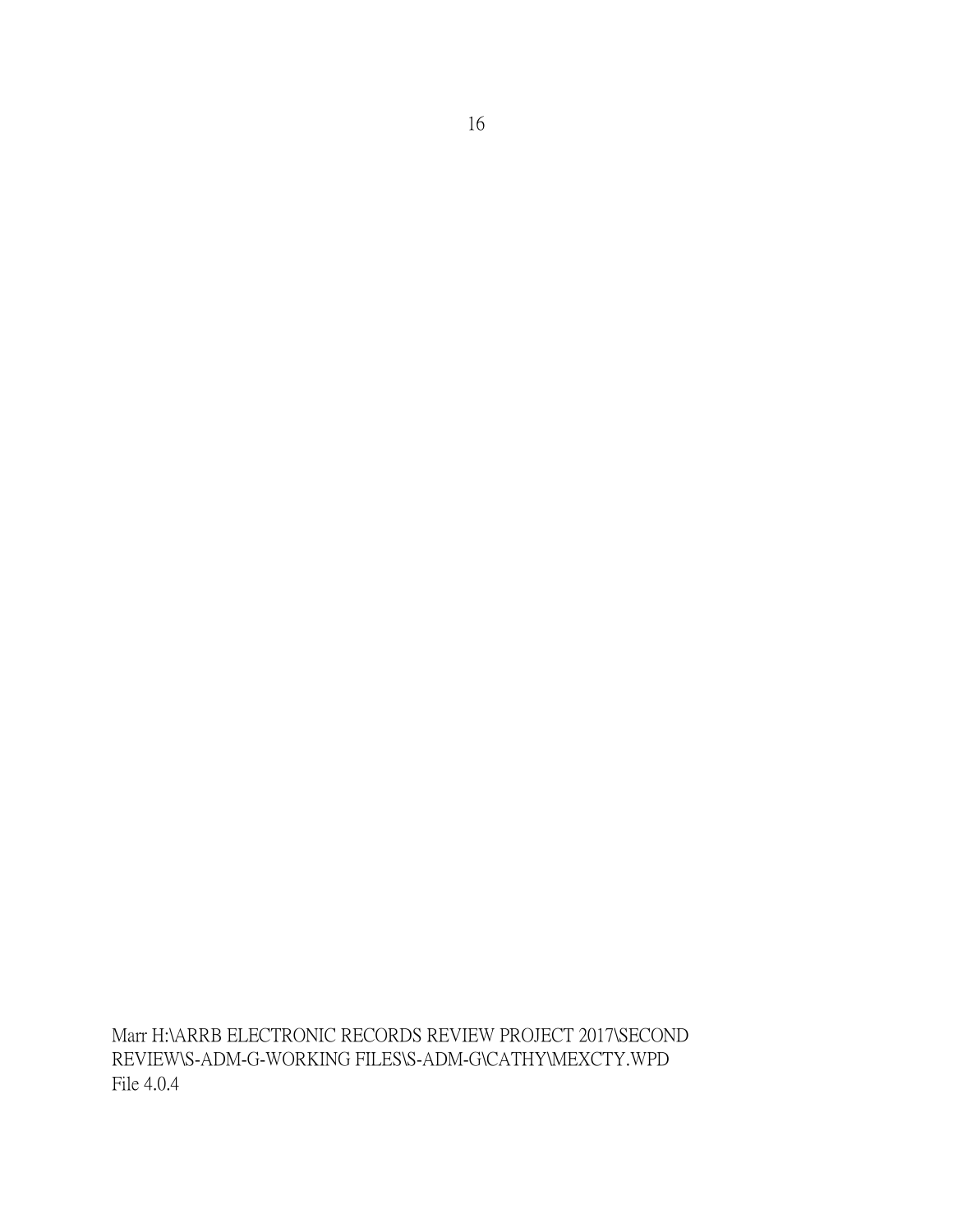Marr H:\ARRB ELECTRONIC RECORDS REVIEW PROJECT 2017\SECOND REVIEW\S-ADM-G-WORKING FILES\S-ADM-G\CATHY\MEXCTY.WPD
File 4.0.4